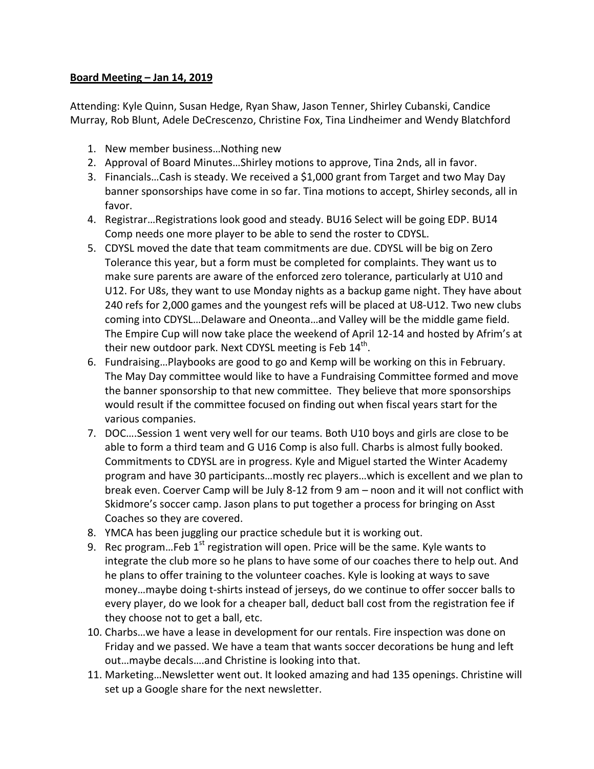**Board Meeting – Jan 14, 2019**

Attending: Kyle Quinn, Susan Hedge, Ryan Shaw, Jason Tenner, Shirley Cubanski, Candice Murray, Rob Blunt, Adele DeCrescenzo, Christine Fox, Tina Lindheimer and Wendy Blatchford

1. New member business…Nothing new
2. Approval of Board Minutes…Shirley motions to approve, Tina 2nds, all in favor.
3. Financials…Cash is steady. We received a $1,000 grant from Target and two May Day banner sponsorships have come in so far. Tina motions to accept, Shirley seconds, all in favor.
4. Registrar…Registrations look good and steady. BU16 Select will be going EDP. BU14 Comp needs one more player to be able to send the roster to CDYSL.
5. CDYSL moved the date that team commitments are due. CDYSL will be big on Zero Tolerance this year, but a form must be completed for complaints. They want us to make sure parents are aware of the enforced zero tolerance, particularly at U10 and U12. For U8s, they want to use Monday nights as a backup game night. They have about 240 refs for 2,000 games and the youngest refs will be placed at U8-U12. Two new clubs coming into CDYSL…Delaware and Oneonta…and Valley will be the middle game field. The Empire Cup will now take place the weekend of April 12-14 and hosted by Afrim's at their new outdoor park. Next CDYSL meeting is Feb 14th.
6. Fundraising…Playbooks are good to go and Kemp will be working on this in February. The May Day committee would like to have a Fundraising Committee formed and move the banner sponsorship to that new committee. They believe that more sponsorships would result if the committee focused on finding out when fiscal years start for the various companies.
7. DOC….Session 1 went very well for our teams. Both U10 boys and girls are close to be able to form a third team and G U16 Comp is also full. Charbs is almost fully booked. Commitments to CDYSL are in progress. Kyle and Miguel started the Winter Academy program and have 30 participants…mostly rec players…which is excellent and we plan to break even. Coerver Camp will be July 8-12 from 9 am – noon and it will not conflict with Skidmore's soccer camp. Jason plans to put together a process for bringing on Asst Coaches so they are covered.
8. YMCA has been juggling our practice schedule but it is working out.
9. Rec program…Feb 1st registration will open. Price will be the same. Kyle wants to integrate the club more so he plans to have some of our coaches there to help out. And he plans to offer training to the volunteer coaches. Kyle is looking at ways to save money…maybe doing t-shirts instead of jerseys, do we continue to offer soccer balls to every player, do we look for a cheaper ball, deduct ball cost from the registration fee if they choose not to get a ball, etc.
10. Charbs…we have a lease in development for our rentals. Fire inspection was done on Friday and we passed. We have a team that wants soccer decorations be hung and left out…maybe decals….and Christine is looking into that.
11. Marketing…Newsletter went out. It looked amazing and had 135 openings. Christine will set up a Google share for the next newsletter.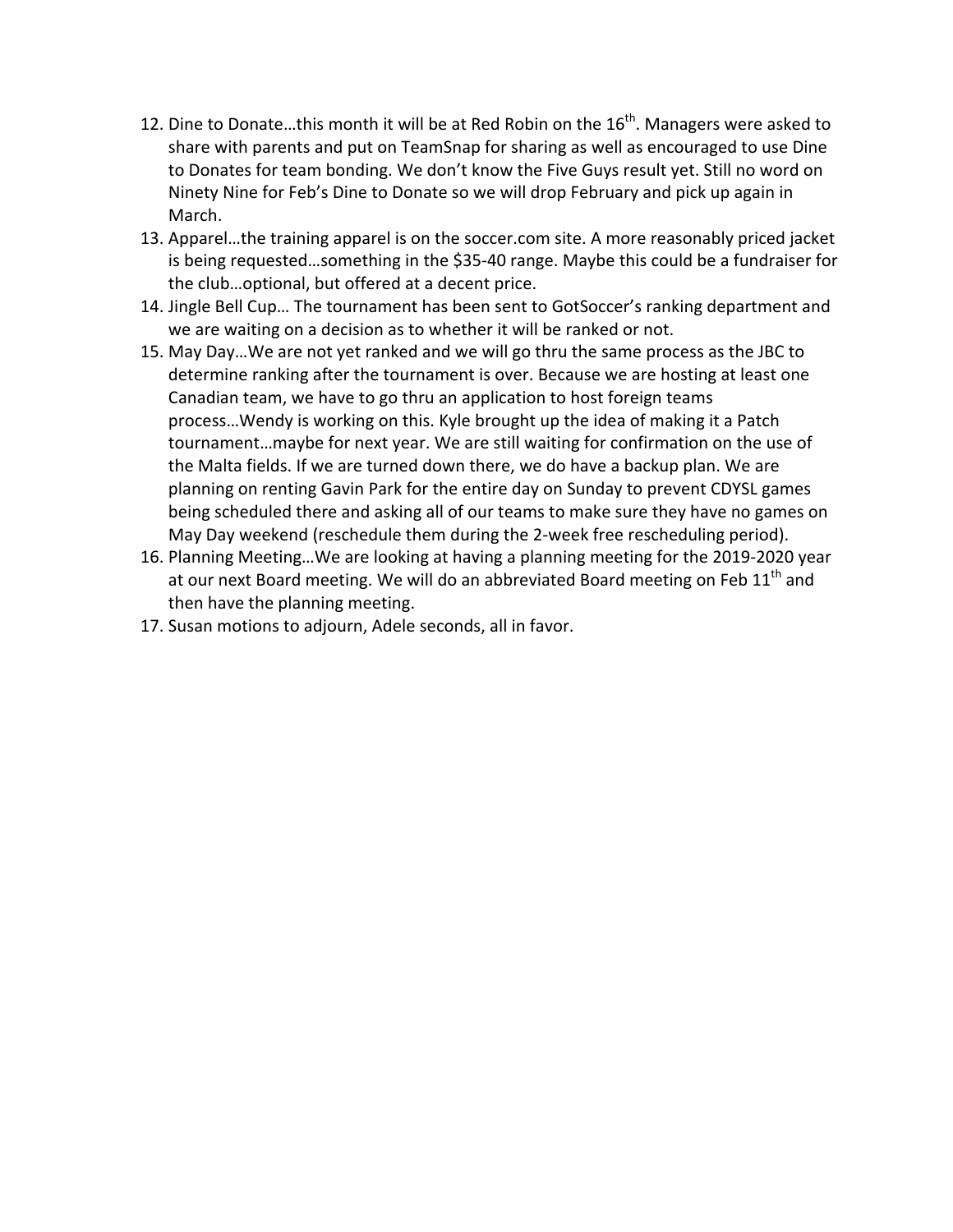12. Dine to Donate…this month it will be at Red Robin on the 16th. Managers were asked to share with parents and put on TeamSnap for sharing as well as encouraged to use Dine to Donates for team bonding. We don't know the Five Guys result yet. Still no word on Ninety Nine for Feb's Dine to Donate so we will drop February and pick up again in March.
13. Apparel…the training apparel is on the soccer.com site. A more reasonably priced jacket is being requested…something in the $35-40 range. Maybe this could be a fundraiser for the club…optional, but offered at a decent price.
14. Jingle Bell Cup… The tournament has been sent to GotSoccer's ranking department and we are waiting on a decision as to whether it will be ranked or not.
15. May Day…We are not yet ranked and we will go thru the same process as the JBC to determine ranking after the tournament is over. Because we are hosting at least one Canadian team, we have to go thru an application to host foreign teams process…Wendy is working on this. Kyle brought up the idea of making it a Patch tournament…maybe for next year. We are still waiting for confirmation on the use of the Malta fields. If we are turned down there, we do have a backup plan. We are planning on renting Gavin Park for the entire day on Sunday to prevent CDYSL games being scheduled there and asking all of our teams to make sure they have no games on May Day weekend (reschedule them during the 2-week free rescheduling period).
16. Planning Meeting…We are looking at having a planning meeting for the 2019-2020 year at our next Board meeting. We will do an abbreviated Board meeting on Feb 11th and then have the planning meeting.
17. Susan motions to adjourn, Adele seconds, all in favor.